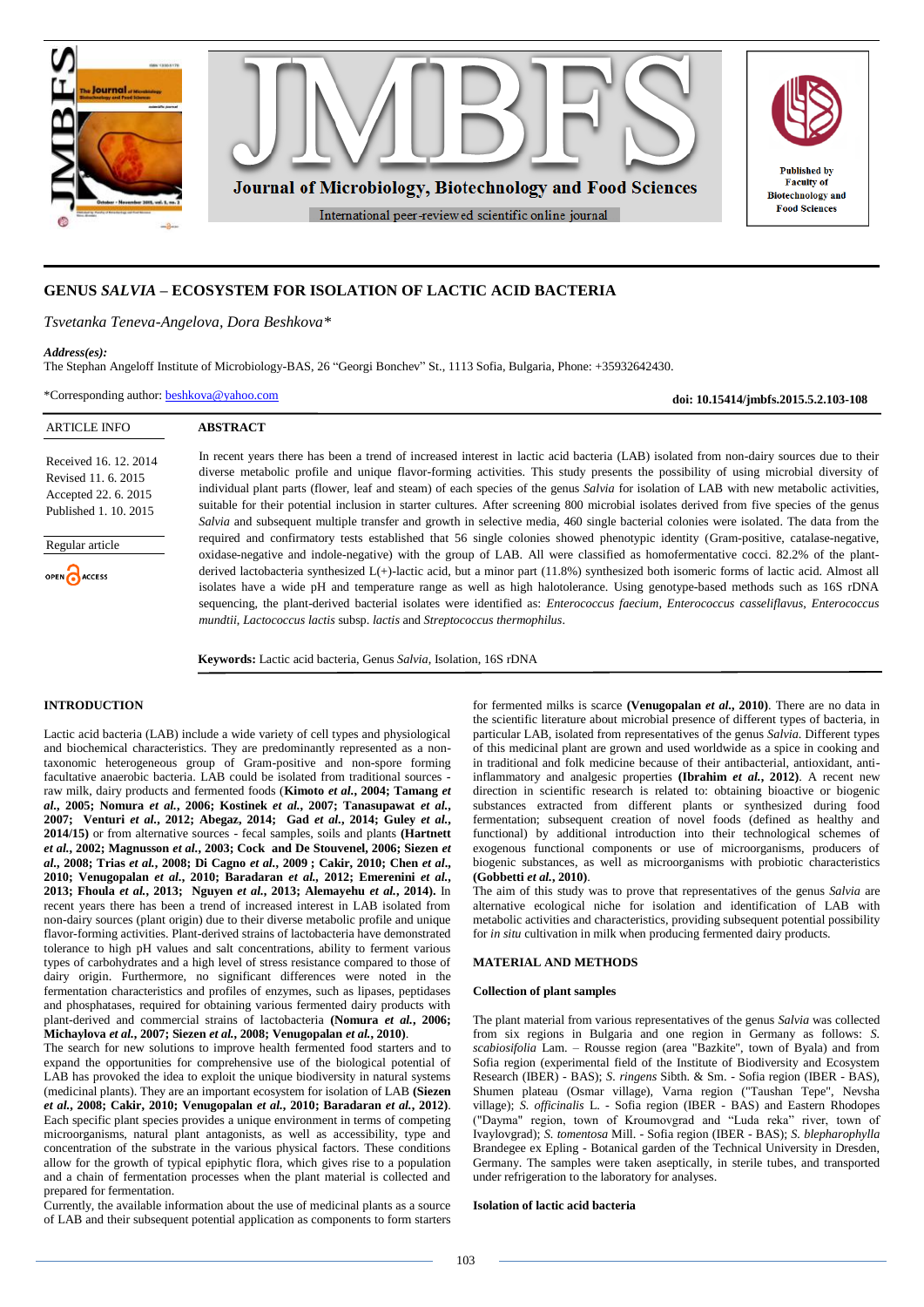# GENUS *SALVIA* – ECOSYSTEM FOR ISOLATION OF LACTIC ACID BACTERIA

*Tsvetanka Teneva-Angelova, Dora Beshkova\**

***Address(es):***
The Stephan Angeloff Institute of Microbiology-BAS, 26 "Georgi Bonchev" St., 1113 Sofia, Bulgaria, Phone: +35932642430.

\*Corresponding author: beshkova@yahoo.com

**doi: 10.15414/jmbfs.2015.5.2.103-108**

ARTICLE INFO

Received 16. 12. 2014
Revised 11. 6. 2015
Accepted 22. 6. 2015
Published 1. 10. 2015

Regular article

OPEN ACCESS

## ABSTRACT

In recent years there has been a trend of increased interest in lactic acid bacteria (LAB) isolated from non-dairy sources due to their diverse metabolic profile and unique flavor-forming activities. This study presents the possibility of using microbial diversity of individual plant parts (flower, leaf and steam) of each species of the genus *Salvia* for isolation of LAB with new metabolic activities, suitable for their potential inclusion in starter cultures. After screening 800 microbial isolates derived from five species of the genus *Salvia* and subsequent multiple transfer and growth in selective media, 460 single bacterial colonies were isolated. The data from the required and confirmatory tests established that 56 single colonies showed phenotypic identity (Gram-positive, catalase-negative, oxidase-negative and indole-negative) with the group of LAB. All were classified as homofermentative cocci. 82.2% of the plant-derived lactobacteria synthesized L(+)-lactic acid, but a minor part (11.8%) synthesized both isomeric forms of lactic acid. Almost all isolates have a wide pH and temperature range as well as high halotolerance. Using genotype-based methods such as 16S rDNA sequencing, the plant-derived bacterial isolates were identified as: *Enterococcus faecium*, *Enterococcus casseliflavus*, *Enterococcus mundtii*, *Lactococcus lactis* subsp. *lactis* and *Streptococcus thermophilus*.

**Keywords:** Lactic acid bacteria, Genus *Salvia*, Isolation, 16S rDNA

## INTRODUCTION

Lactic acid bacteria (LAB) include a wide variety of cell types and physiological and biochemical characteristics. They are predominantly represented as a non-taxonomic heterogeneous group of Gram-positive and non-spore forming facultative anaerobic bacteria. LAB could be isolated from traditional sources - raw milk, dairy products and fermented foods (**Kimoto *et al.*, 2004; Tamang *et al.*, 2005; Nomura *et al.*, 2006; Kostinek *et al.*, 2007; Tanasupawat *et al.*, 2007; Venturi *et al.*, 2012; Abegaz, 2014; Gad *et al.*, 2014; Guley *et al.*, 2014/15**) or from alternative sources - fecal samples, soils and plants (**Hartnett *et al.*, 2002; Magnusson *et al.*, 2003; Cock and De Stouvenel, 2006; Siezen *et al.*, 2008; Trias *et al.*, 2008; Di Cagno *et al.*, 2009 ; Cakir, 2010; Chen *et al.*, 2010; Venugopalan *et al.*, 2010; Baradaran *et al.*, 2012; Emerenini *et al.*, 2013; Fhoula *et al.*, 2013; Nguyen *et al.*, 2013; Alemayehu *et al.*, 2014).** In recent years there has been a trend of increased interest in LAB isolated from non-dairy sources (plant origin) due to their diverse metabolic profile and unique flavor-forming activities. Plant-derived strains of lactobacteria have demonstrated tolerance to high pH values and salt concentrations, ability to ferment various types of carbohydrates and a high level of stress resistance compared to those of dairy origin. Furthermore, no significant differences were noted in the fermentation characteristics and profiles of enzymes, such as lipases, peptidases and phosphatases, required for obtaining various fermented dairy products with plant-derived and commercial strains of lactobacteria (**Nomura *et al.*, 2006; Michaylova *et al.*, 2007; Siezen *et al.*, 2008; Venugopalan *et al.*, 2010**).
The search for new solutions to improve health fermented food starters and to expand the opportunities for comprehensive use of the biological potential of LAB has provoked the idea to exploit the unique biodiversity in natural systems (medicinal plants). They are an important ecosystem for isolation of LAB (**Siezen *et al.*, 2008; Cakir, 2010; Venugopalan *et al.*, 2010; Baradaran *et al.*, 2012**). Each specific plant species provides a unique environment in terms of competing microorganisms, natural plant antagonists, as well as accessibility, type and concentration of the substrate in the various physical factors. These conditions allow for the growth of typical epiphytic flora, which gives rise to a population and a chain of fermentation processes when the plant material is collected and prepared for fermentation.
Currently, the available information about the use of medicinal plants as a source of LAB and their subsequent potential application as components to form starters for fermented milks is scarce (**Venugopalan *et al.*, 2010**). There are no data in the scientific literature about microbial presence of different types of bacteria, in particular LAB, isolated from representatives of the genus *Salvia*. Different types of this medicinal plant are grown and used worldwide as a spice in cooking and in traditional and folk medicine because of their antibacterial, antioxidant, anti-inflammatory and analgesic properties (**Ibrahim *et al.*, 2012**). A recent new direction in scientific research is related to: obtaining bioactive or biogenic substances extracted from different plants or synthesized during food fermentation; subsequent creation of novel foods (defined as healthy and functional) by additional introduction into their technological schemes of exogenous functional components or use of microorganisms, producers of biogenic substances, as well as microorganisms with probiotic characteristics (**Gobbetti *et al.*, 2010**).
The aim of this study was to prove that representatives of the genus *Salvia* are alternative ecological niche for isolation and identification of LAB with metabolic activities and characteristics, providing subsequent potential possibility for *in situ* cultivation in milk when producing fermented dairy products.

## MATERIAL AND METHODS

### Collection of plant samples

The plant material from various representatives of the genus *Salvia* was collected from six regions in Bulgaria and one region in Germany as follows: *S. scabiosifolia* Lam. – Rousse region (area "Bazkite", town of Byala) and from Sofia region (experimental field of the Institute of Biodiversity and Ecosystem Research (IBER) - BAS); *S. ringens* Sibth. & Sm. - Sofia region (IBER - BAS), Shumen plateau (Osmar village), Varna region ("Taushan Tepe", Nevsha village); *S. officinalis* L. - Sofia region (IBER - BAS) and Eastern Rhodopes ("Dayma" region, town of Kroumovgrad and "Luda reka" river, town of Ivaylovgrad); *S. tomentosa* Mill. - Sofia region (IBER - BAS); *S. blepharophylla* Brandegee ex Epling - Botanical garden of the Technical University in Dresden, Germany. The samples were taken aseptically, in sterile tubes, and transported under refrigeration to the laboratory for analyses.

### Isolation of lactic acid bacteria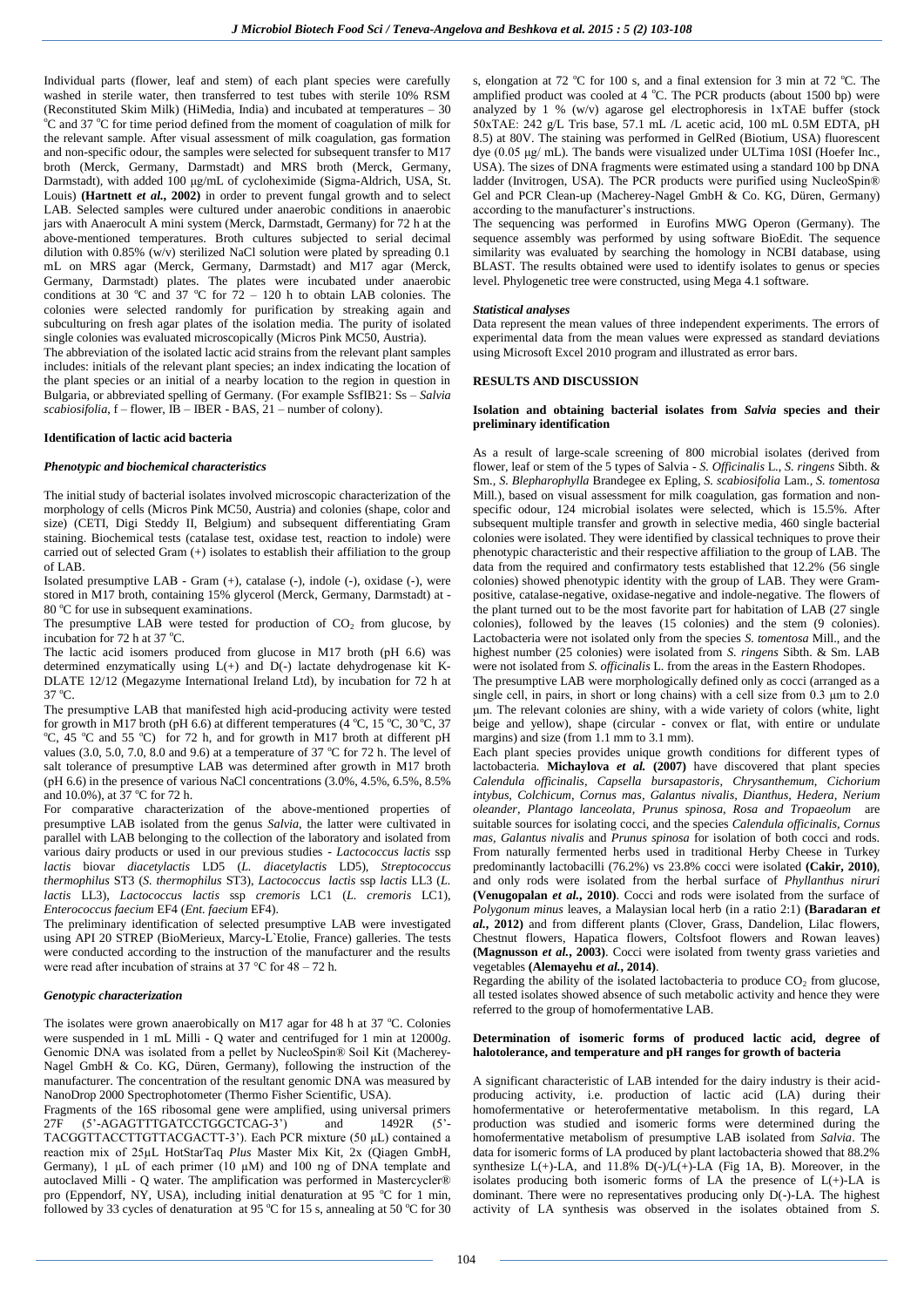Individual parts (flower, leaf and stem) of each plant species were carefully washed in sterile water, then transferred to test tubes with sterile 10% RSM (Reconstituted Skim Milk) (HiMedia, India) and incubated at temperatures – 30 °C and 37 °C for time period defined from the moment of coagulation of milk for the relevant sample. After visual assessment of milk coagulation, gas formation and non-specific odour, the samples were selected for subsequent transfer to M17 broth (Merck, Germany, Darmstadt) and MRS broth (Merck, Germany, Darmstadt), with added 100 μg/mL of cycloheximide (Sigma-Aldrich, USA, St. Louis) **(Hartnett *et al.*, 2002)** in order to prevent fungal growth and to select LAB. Selected samples were cultured under anaerobic conditions in anaerobic jars with Anaerocult A mini system (Merck, Darmstadt, Germany) for 72 h at the above-mentioned temperatures. Broth cultures subjected to serial decimal dilution with 0.85% (w/v) sterilized NaCl solution were plated by spreading 0.1 mL on MRS agar (Merck, Germany, Darmstadt) and M17 agar (Merck, Germany, Darmstadt) plates. The plates were incubated under anaerobic conditions at 30 °C and 37 °C for 72 – 120 h to obtain LAB colonies. The colonies were selected randomly for purification by streaking again and subculturing on fresh agar plates of the isolation media. The purity of isolated single colonies was evaluated microscopically (Micros Pink MC50, Austria).

The abbreviation of the isolated lactic acid strains from the relevant plant samples includes: initials of the relevant plant species; an index indicating the location of the plant species or an initial of a nearby location to the region in question in Bulgaria, or abbreviated spelling of Germany. (For example SsfIB21: Ss – *Salvia scabiosifolia*, f – flower, IB – IBER - BAS, 21 – number of colony).

### Identification of lactic acid bacteria

#### *Phenotypic and biochemical characteristics*

The initial study of bacterial isolates involved microscopic characterization of the morphology of cells (Micros Pink MC50, Austria) and colonies (shape, color and size) (CETI, Digi Steddy II, Belgium) and subsequent differentiating Gram staining. Biochemical tests (catalase test, oxidase test, reaction to indole) were carried out of selected Gram (+) isolates to establish their affiliation to the group of LAB.

Isolated presumptive LAB - Gram (+), catalase (-), indole (-), oxidase (-), were stored in M17 broth, containing 15% glycerol (Merck, Germany, Darmstadt) at - 80 °C for use in subsequent examinations.

The presumptive LAB were tested for production of $CO_2$ from glucose, by incubation for 72 h at 37 °C.

The lactic acid isomers produced from glucose in M17 broth (pH 6.6) was determined enzymatically using L(+) and D(-) lactate dehydrogenase kit K-DLATE 12/12 (Megazyme International Ireland Ltd), by incubation for 72 h at 37 °C.

The presumptive LAB that manifested high acid-producing activity were tested for growth in M17 broth (pH 6.6) at different temperatures (4 °C, 15 °C, 30 °C, 37 °C, 45 °C and 55 °C) for 72 h, and for growth in M17 broth at different pH values (3.0, 5.0, 7.0, 8.0 and 9.6) at a temperature of 37 °C for 72 h. The level of salt tolerance of presumptive LAB was determined after growth in M17 broth (pH 6.6) in the presence of various NaCl concentrations (3.0%, 4.5%, 6.5%, 8.5% and 10.0%), at 37 °C for 72 h.

For comparative characterization of the above-mentioned properties of presumptive LAB isolated from the genus *Salvia*, the latter were cultivated in parallel with LAB belonging to the collection of the laboratory and isolated from various dairy products or used in our previous studies - *Lactococcus lactis* ssp *lactis* biovar *diacetylactis* LD5 (*L. diacetylactis* LD5), *Streptococcus thermophilus* ST3 (*S. thermophilus* ST3), *Lactococcus lactis* ssp *lactis* LL3 (*L. lactis* LL3), *Lactococcus lactis* ssp *cremoris* LC1 (*L. cremoris* LC1), *Enterococcus faecium* EF4 (*Ent. faecium* EF4).

The preliminary identification of selected presumptive LAB were investigated using API 20 STREP (BioMerieux, Marcy-L`Etolie, France) galleries. The tests were conducted according to the instruction of the manufacturer and the results were read after incubation of strains at 37 °C for 48 – 72 h.

#### *Genotypic characterization*

The isolates were grown anaerobically on M17 agar for 48 h at 37 °C. Colonies were suspended in 1 mL Milli - Q water and centrifuged for 1 min at 12000*g*. Genomic DNA was isolated from a pellet by NucleoSpin® Soil Kit (Macherey-Nagel GmbH & Co. KG, Düren, Germany), following the instruction of the manufacturer. The concentration of the resultant genomic DNA was measured by NanoDrop 2000 Spectrophotometer (Thermo Fisher Scientific, USA).

Fragments of the 16S ribosomal gene were amplified, using universal primers 27F (5'-AGAGTTTGATCCTGGCTCAG-3') and 1492R (5'-TACGGTTACCTTGTTACGACTT-3'). Each PCR mixture (50 μL) contained a reaction mix of 25μL HotStarTaq *Plus* Master Mix Kit, 2x (Qiagen GmbH, Germany), 1 μL of each primer (10 μM) and 100 ng of DNA template and autoclaved Milli - Q water. The amplification was performed in Mastercycler® pro (Eppendorf, NY, USA), including initial denaturation at 95 °C for 1 min, followed by 33 cycles of denaturation at 95 °C for 15 s, annealing at 50 °C for 30 s, elongation at 72 °C for 100 s, and a final extension for 3 min at 72 °C. The amplified product was cooled at 4 °C. The PCR products (about 1500 bp) were analyzed by 1 % (w/v) agarose gel electrophoresis in 1xTAE buffer (stock 50xTAE: 242 g/L Tris base, 57.1 mL /L acetic acid, 100 mL 0.5M EDTA, pH 8.5) at 80V. The staining was performed in GelRed (Biotium, USA) fluorescent dye (0.05 μg/ mL). The bands were visualized under ULTima 10SI (Hoefer Inc., USA). The sizes of DNA fragments were estimated using a standard 100 bp DNA ladder (Invitrogen, USA). The PCR products were purified using NucleoSpin® Gel and PCR Clean-up (Macherey-Nagel GmbH & Co. KG, Düren, Germany) according to the manufacturer's instructions.

The sequencing was performed in Eurofins MWG Operon (Germany). The sequence assembly was performed by using software BioEdit. The sequence similarity was evaluated by searching the homology in NCBI database, using BLAST. The results obtained were used to identify isolates to genus or species level. Phylogenetic tree were constructed, using Mega 4.1 software.

#### *Statistical analyses*

Data represent the mean values of three independent experiments. The errors of experimental data from the mean values were expressed as standard deviations using Microsoft Excel 2010 program and illustrated as error bars.

## RESULTS AND DISCUSSION

### Isolation and obtaining bacterial isolates from *Salvia* species and their preliminary identification

As a result of large-scale screening of 800 microbial isolates (derived from flower, leaf or stem of the 5 types of Salvia - *S. Officinalis* L., *S. ringens* Sibth. & Sm., *S. Blepharophylla* Brandegee ex Epling, *S. scabiosifolia* Lam., *S. tomentosa* Mill.), based on visual assessment for milk coagulation, gas formation and non-specific odour, 124 microbial isolates were selected, which is 15.5%. After subsequent multiple transfer and growth in selective media, 460 single bacterial colonies were isolated. They were identified by classical techniques to prove their phenotypic characteristic and their respective affiliation to the group of LAB. The data from the required and confirmatory tests established that 12.2% (56 single colonies) showed phenotypic identity with the group of LAB. They were Gram-positive, catalase-negative, oxidase-negative and indole-negative. The flowers of the plant turned out to be the most favorite part for habitation of LAB (27 single colonies), followed by the leaves (15 colonies) and the stem (9 colonies). Lactobacteria were not isolated only from the species *S. tomentosa* Mill., and the highest number (25 colonies) were isolated from *S. ringens* Sibth. & Sm. LAB were not isolated from *S. officinalis* L. from the areas in the Eastern Rhodopes.

The presumptive LAB were morphologically defined only as cocci (arranged as a single cell, in pairs, in short or long chains) with a cell size from 0.3 μm to 2.0 μm. The relevant colonies are shiny, with a wide variety of colors (white, light beige and yellow), shape (circular - convex or flat, with entire or undulate margins) and size (from 1.1 mm to 3.1 mm).

Each plant species provides unique growth conditions for different types of lactobacteria. **Michaylova *et al.* (2007)** have discovered that plant species *Calendula officinalis*, *Capsella bursapastoris*, *Chrysanthemum*, *Cichorium intybus*, *Colchicum*, *Cornus mas*, *Galantus nivalis*, *Dianthus*, *Hedera*, *Nerium oleander*, *Plantago lanceolata*, *Prunus spinosa*, *Rosa and Tropaeolum* are suitable sources for isolating cocci, and the species *Calendula officinalis*, *Cornus mas*, *Galantus nivalis* and *Prunus spinosa* for isolation of both cocci and rods. From naturally fermented herbs used in traditional Herby Cheese in Turkey predominantly lactobacilli (76.2%) vs 23.8% cocci were isolated **(Cakir, 2010)**, and only rods were isolated from the herbal surface of *Phyllanthus niruri* **(Venugopalan *et al.*, 2010)**. Cocci and rods were isolated from the surface of *Polygonum minus* leaves, a Malaysian local herb (in a ratio 2:1) **(Baradaran *et al.*, 2012)** and from different plants (Clover, Grass, Dandelion, Lilac flowers, Chestnut flowers, Hapatica flowers, Coltsfoot flowers and Rowan leaves) **(Magnusson *et al.*, 2003)**. Cocci were isolated from twenty grass varieties and vegetables **(Alemayehu *et al.*, 2014)**.

Regarding the ability of the isolated lactobacteria to produce $CO_2$ from glucose, all tested isolates showed absence of such metabolic activity and hence they were referred to the group of homofermentative LAB.

### Determination of isomeric forms of produced lactic acid, degree of halotolerance, and temperature and pH ranges for growth of bacteria

A significant characteristic of LAB intended for the dairy industry is their acid-producing activity, i.e. production of lactic acid (LA) during their homofermentative or heterofermentative metabolism. In this regard, LA production was studied and isomeric forms were determined during the homofermentative metabolism of presumptive LAB isolated from *Salvia*. The data for isomeric forms of LA produced by plant lactobacteria showed that 88.2% synthesize L(+)-LA, and 11.8% D(-)/L(+)-LA (Fig 1A, B). Moreover, in the isolates producing both isomeric forms of LA the presence of L(+)-LA is dominant. There were no representatives producing only D(-)-LA. The highest activity of LA synthesis was observed in the isolates obtained from *S.*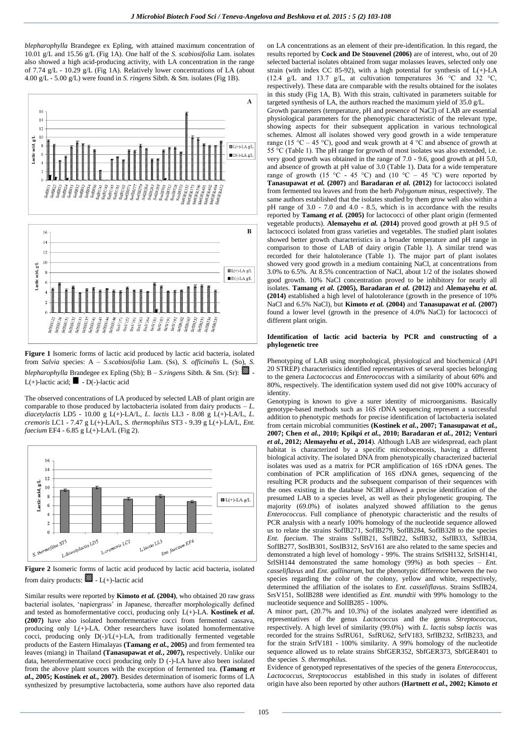*blepharophylla* Brandegee ex Epling, with attained maximum concentration of 10.01 g/L and 15.56 g/L (Fig 1A). One half of the *S. scabiosifolia* Lam. isolates also showed a high acid-producing activity, with LA concentration in the range of 7.74 g/L - 10.29 g/L (Fig 1A). Relatively lower concentrations of LA (about 4.00 g/L - 5.00 g/L) were found in *S. ringens* Sibth. & Sm. isolates (Fig 1B).

**Figure 1** Isomeric forms of lactic acid produced by lactic acid bacteria, isolated from *Salvia* species: A – *S.scabiosifolia* Lam. (Ss), *S. officinalis* L. (So), *S. blepharophylla* Brandegee ex Epling (Sb); B – *S.ringens* Sibth. & Sm. (Sr): L(+)-lactic acid; - D(-)-lactic acid

The observed concentrations of LA produced by selected LAB of plant origin are comparable to those produced by lactobacteria isolated from dairy products – *L. diacetylactis* LD5 - 10.00 g L(+)-LA/L, *L. lactis* LL3 - 8.08 g L(+)-LA/L, *L. cremoris* LC1 - 7.47 g L(+)-LA/L, *S. thermophilus* ST3 - 9.39 g L(+)-LA/L, *Ent. faecium* EF4 - 6.85 g L(+)-LA/L (Fig 2).

**Figure 2** Isomeric forms of lactic acid produced by lactic acid bacteria, isolated from dairy products: - L(+)-lactic acid

Similar results were reported by **Kimoto *et al.* (2004)**, who obtained 20 raw grass bacterial isolates, 'napiergrass' in Japanese, thereafter morphologically defined and tested as homofermentative cocci, producing only L(+)-LA. **Kostinek *et al.* (2007)** have also isolated homofermentative cocci from fermented cassava, producing only L(+)-LA. Other researchers have isolated homofermentative cocci, producing only D(-)/L(+)-LA, from traditionally fermented vegetable products of the Eastern Himalayas **(Tamang *et al.*, 2005)** and from fermented tea leaves (miang) in Thailand **(Tanasupawat *et al.*, 2007),** respectively. Unlike our data, heterofermentative cocci producing only D (-)-LA have also been isolated from the above plant sources with the exception of fermented tea. **(Tamang *et al.*, 2005; Kostinek *et al.*, 2007)**. Besides determination of isomeric forms of LA synthesized by presumptive lactobacteria, some authors have also reported data on LA concentrations as an element of their pre-identification. In this regard, the results reported by **Cock and De Stouvenel (2006)** are of interest, who, out of 20 selected bacterial isolates obtained from sugar molasses leaves, selected only one strain (with index CC 85-92), with a high potential for synthesis of L(+)-LA (12.4 g/L and 13.7 g/L, at cultivation temperatures 36 °C and 32 °C, respectively). These data are comparable with the results obtained for the isolates in this study (Fig 1A, B). With this strain, cultivated in parameters suitable for targeted synthesis of LA, the authors reached the maximum yield of 35.0 g/L.

Growth parameters (temperature, pH and presence of NaCl) of LAB are essential physiological parameters for the phenotypic characteristic of the relevant type, showing aspects for their subsequent application in various technological schemes. Almost all isolates showed very good growth in a wide temperature range (15 °C – 45 °C), good and weak growth at 4 °C and absence of growth at 55 °C (Table 1). The pH range for growth of most isolates was also extended, i.e. very good growth was obtained in the range of 7.0 - 9.6, good growth at pH 5.0, and absence of growth at pH value of 3.0 (Table 1). Data for a wide temperature range of growth (15 °C - 45 °C) and (10 °C – 45 °C) were reported by **Tanasupawat *et al.* (2007)** and **Baradaran *et al.* (2012)** for lactococci isolated from fermented tea leaves and from the herb *Polygonum minus*, respectively. The same authors established that the isolates studied by them grow well also within a pH range of 3.0 - 7.0 and 4.0 - 8.5, which is in accordance with the results reported by **Tamang *et al.* (2005)** for lactococci of other plant origin (fermented vegetable products). **Alemayehu *et al.* (2014)** proved good growth at pH 9.5 of lactococci isolated from grass varieties and vegetables. The studied plant isolates showed better growth characteristics in a broader temperature and pH range in comparison to those of LAB of dairy origin (Table 1). A similar trend was recorded for their halotolerance (Table 1). The major part of plant isolates showed very good growth in a medium containing NaCl, at concentrations from 3.0% to 6.5%. At 8.5% concentraction of NaCl, about 1/2 of the isolates showed good growth. 10% NaCl concentration proved to be inhibitory for nearly all isolates. **Tamang *et al.* (2005), Baradaran *et al.* (2012)** and **Alemayehu *et al.* (2014)** established a high level of halotolerance (growth in the presence of 10% NaCl and 6.5% NaCl), but **Kimoto *et al.* (2004)** and **Tanasupawat *et al.* (2007)** found a lower level (growth in the presence of 4.0% NaCl) for lactococci of different plant origin.

#### Identification of lactic acid bacteria by PCR and constructing of a phylogenetic tree

Phenotyping of LAB using morphological, physiological and biochemical (API 20 STREP) characteristics identified representatives of several species belonging to the genera *Lactococcus* and *Enterococcus* with a similarity of about 60% and 80%, respectively. The identification system used did not give 100% accuracy of identity.

Genotyping is known to give a surer identity of microorganisms. Basically genotype-based methods such as 16S rDNA sequencing represent a successful addition to phenotypic methods for precise identification of lactobacteria isolated from certain microbial communities **(Kostinek *et al.*, 2007; Tanasupawat *et al.*, 2007; Chen *et al.*, 2010; Kpikpi *et al.*, 2010; Baradaran *et al.*, 2012; Venturi *et al.*, 2012; Alemayehu *et al.*, 2014**). Although LAB are widespread, each plant habitat is characterized by a specific microbocenosis, having a different biological activity. The isolated DNA from phenotypically characterized bacterial isolates was used as a matrix for PCR amplification of 16S rDNA genes. The combination of PCR amplification of 16S rDNA genes, sequencing of the resulting PCR products and the subsequent comparison of their sequences with the ones existing in the database NCBI allowed a precise identification of the presumed LAB to a species level, as well as their phylogenetic grouping. The majority (69.0%) of isolates analyzed showed affiliation to the genus *Enterococcus*. Full compliance of phenotypic characteristic and the results of PCR analysis with a nearly 100% homology of the nucleotide sequence allowed us to relate the strains SofIB271, SofIB279, SofIB284, SofIB328 to the species *Ent. faecium*. The strains SsfIB21, SsfIB22, SsfIB32, SsfIB33, SsfIB34, SofIB277, SosIB301, SosIB312, SrsV161 are also related to the same species and demonstrated a high level of homology - 99%. The strains SrlSH132, SrlSH141, SrlSH144 demonstrated the same homology (99%) as both species – *Ent. casseliflavus* and *Ent. gallinarum*, but the phenotypic difference between the two species regarding the color of the colony, yellow and white, respectively, determined the affiliation of the isolates to *Ent. casseliflavus*. Strains SsfIB24, SrsV151, SolIB288 were identified as *Ent. mundtii* with 99% homology to the nucleotide sequence and SolIB285 - 100%.

A minor part, (20.7% and 10.3%) of the isolates analyzed were identified as representatives of the genus *Lactococcus* and the genus *Streptococcus*, respectively. A high level of similarity (99.0%) with *L. lactis* subsp *lactis* was recorded for the strains SsfRU61, SsfRU62, SrfV183, SrfIB232, SrfIB233, and for the strain SrfV181 - 100% similarity. A 99% homology of the nucleotide sequence allowed us to relate strains SbfGER352, SbfGER373, SbfGER401 to the species *S. thermophilus.*

Evidence of genotyped representatives of the species of the genera *Enterococcus, Lactococcus, Streptococcus* established in this study in isolates of different origin have also been reported by other authors **(Hartnett *et al.*, 2002; Kimoto *et***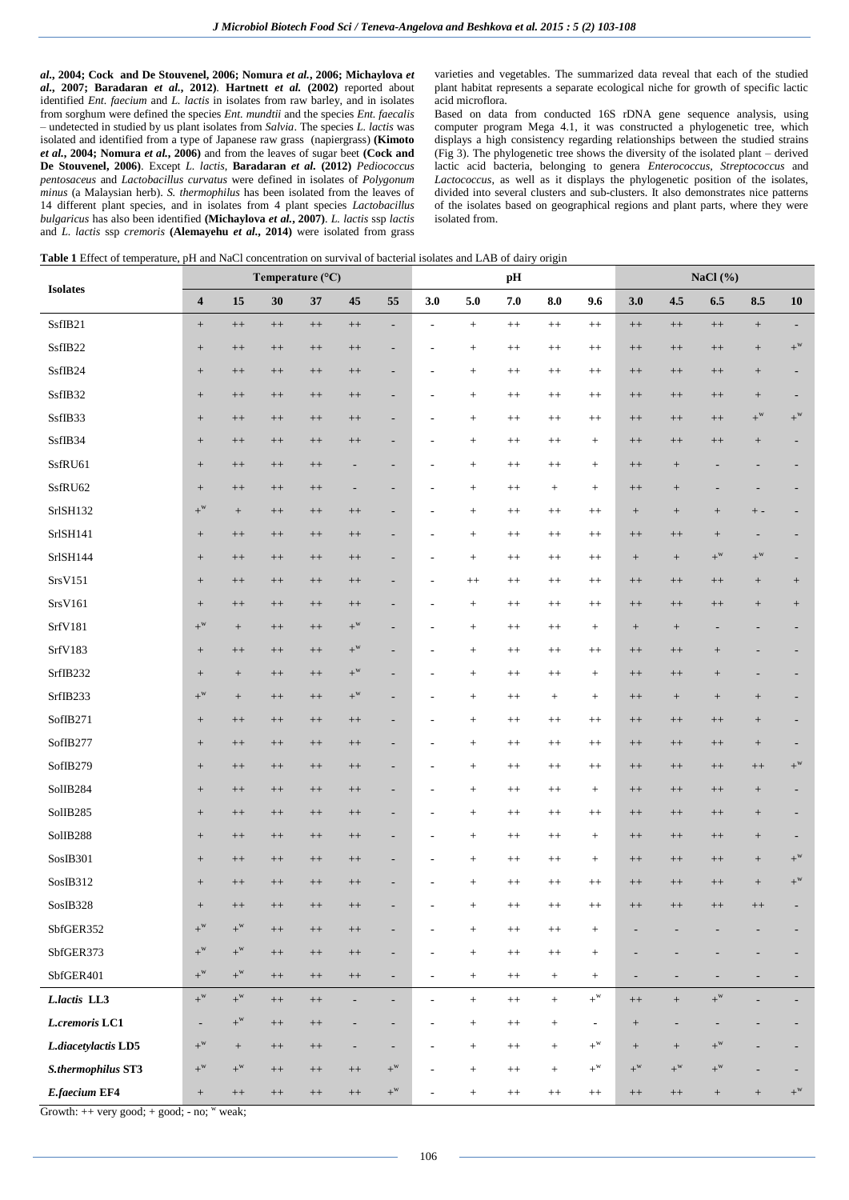**al., 2004; Cock and De Stouvenel, 2006; Nomura *et al.*, 2006; Michaylova *et al.*, 2007; Baradaran *et al.*, 2012)**. **Hartnett *et al.* (2002)** reported about identified *Ent. faecium* and *L. lactis* in isolates from raw barley, and in isolates from sorghum were defined the species *Ent. mundtii* and the species *Ent. faecalis* – undetected in studied by us plant isolates from *Salvia*. The species *L. lactis* was isolated and identified from a type of Japanese raw grass (napiergrass) **(Kimoto *et al.*, 2004; Nomura *et al.*, 2006)** and from the leaves of sugar beet **(Cock and De Stouvenel, 2006)**. Except *L. lactis*, **Baradaran *et al.* (2012)** *Pediococcus pentosaceus* and *Lactobacillus curvatus* were defined in isolates of *Polygonum minus* (a Malaysian herb). *S. thermophilus* has been isolated from the leaves of 14 different plant species, and in isolates from 4 plant species *Lactobacillus bulgaricus* has also been identified **(Michaylova *et al.*, 2007)**. *L. lactis* ssp *lactis* and *L. lactis* ssp *cremoris* **(Alemayehu *et al.*, 2014)** were isolated from grass varieties and vegetables. The summarized data reveal that each of the studied plant habitat represents a separate ecological niche for growth of specific lactic acid microflora.

Based on data from conducted 16S rDNA gene sequence analysis, using computer program Mega 4.1, it was constructed a phylogenetic tree, which displays a high consistency regarding relationships between the studied strains (Fig 3). The phylogenetic tree shows the diversity of the isolated plant – derived lactic acid bacteria, belonging to genera *Enterococcus*, *Streptococcus* and *Lactococcus*, as well as it displays the phylogenetic position of the isolates, divided into several clusters and sub-clusters. It also demonstrates nice patterns of the isolates based on geographical regions and plant parts, where they were isolated from.

**Table 1** Effect of temperature, pH and NaCl concentration on survival of bacterial isolates and LAB of dairy origin

| Isolates | Temperature (°C) | | | | | | pH | | | | | NaCl (%) | | | | | |
|---|---|---|---|---|---|---|---|---|---|---|---|---|---|---|---|---|---|
| | 4 | 15 | 30 | 37 | 45 | 55 | 3.0 | 5.0 | 7.0 | 8.0 | 9.6 | 3.0 | 4.5 | 6.5 | 8.5 | 10 |
| SsfIB21 | + | ++ | ++ | ++ | ++ | - | - | + | ++ | ++ | ++ | ++ | ++ | ++ | + | - |
| SsfIB22 | + | ++ | ++ | ++ | ++ | - | - | + | ++ | ++ | ++ | ++ | ++ | ++ | + | +$^{w}$ |
| SsfIB24 | + | ++ | ++ | ++ | ++ | - | - | + | ++ | ++ | ++ | ++ | ++ | ++ | + | - |
| SsfIB32 | + | ++ | ++ | ++ | ++ | - | - | + | ++ | ++ | ++ | ++ | ++ | ++ | + | - |
| SsfIB33 | + | ++ | ++ | ++ | ++ | - | - | + | ++ | ++ | ++ | ++ | ++ | ++ | +$^{w}$ | +$^{w}$ |
| SsfIB34 | + | ++ | ++ | ++ | ++ | - | - | + | ++ | ++ | + | ++ | ++ | ++ | + | - |
| SsfRU61 | + | ++ | ++ | ++ | - | - | - | + | ++ | ++ | + | ++ | + | - | - | - |
| SsfRU62 | + | ++ | ++ | ++ | - | - | - | + | ++ | + | + | ++ | + | - | - | - |
| SrlSH132 | +$^{w}$ | + | ++ | ++ | ++ | - | - | + | ++ | ++ | ++ | + | + | + | + - | - |
| SrlSH141 | + | ++ | ++ | ++ | ++ | - | - | + | ++ | ++ | ++ | ++ | ++ | + | - | - |
| SrlSH144 | + | ++ | ++ | ++ | ++ | - | - | + | ++ | ++ | ++ | + | + | +$^{w}$ | +$^{w}$ | - |
| SrsV151 | + | ++ | ++ | ++ | ++ | - | - | ++ | ++ | ++ | ++ | ++ | ++ | ++ | + | + |
| SrsV161 | + | ++ | ++ | ++ | ++ | - | - | + | ++ | ++ | ++ | ++ | ++ | ++ | + | + |
| SrfV181 | +$^{w}$ | + | ++ | ++ | +$^{w}$ | - | - | + | ++ | ++ | + | + | + | - | - | - |
| SrfV183 | + | ++ | ++ | ++ | +$^{w}$ | - | - | + | ++ | ++ | ++ | ++ | ++ | + | - | - |
| SrfIB232 | + | + | ++ | ++ | +$^{w}$ | - | - | + | ++ | ++ | + | ++ | ++ | + | - | - |
| SrfIB233 | +$^{w}$ | + | ++ | ++ | +$^{w}$ | - | - | + | ++ | + | + | ++ | + | + | + | - |
| SofIB271 | + | ++ | ++ | ++ | ++ | - | - | + | ++ | ++ | ++ | ++ | ++ | ++ | + | - |
| SofIB277 | + | ++ | ++ | ++ | ++ | - | - | + | ++ | ++ | ++ | ++ | ++ | ++ | + | - |
| SofIB279 | + | ++ | ++ | ++ | ++ | - | - | + | ++ | ++ | ++ | ++ | ++ | ++ | ++ | +$^{w}$ |
| SolIB284 | + | ++ | ++ | ++ | ++ | - | - | + | ++ | ++ | + | ++ | ++ | ++ | + | - |
| SolIB285 | + | ++ | ++ | ++ | ++ | - | - | + | ++ | ++ | ++ | ++ | ++ | ++ | + | - |
| SolIB288 | + | ++ | ++ | ++ | ++ | - | - | + | ++ | ++ | + | ++ | ++ | ++ | + | - |
| SosIB301 | + | ++ | ++ | ++ | ++ | - | - | + | ++ | ++ | + | ++ | ++ | ++ | + | +$^{w}$ |
| SosIB312 | + | ++ | ++ | ++ | ++ | - | - | + | ++ | ++ | ++ | ++ | ++ | ++ | + | +$^{w}$ |
| SosIB328 | + | ++ | ++ | ++ | ++ | - | - | + | ++ | ++ | ++ | ++ | ++ | ++ | ++ | - |
| SbfGER352 | +$^{w}$ | +$^{w}$ | ++ | ++ | ++ | - | - | + | ++ | ++ | + | - | - | - | - | - |
| SbfGER373 | +$^{w}$ | +$^{w}$ | ++ | ++ | ++ | - | - | + | ++ | ++ | + | - | - | - | - | - |
| SbfGER401 | +$^{w}$ | +$^{w}$ | ++ | ++ | ++ | - | - | + | ++ | + | + | - | - | - | - | - |
| ***L.lactis* LL3** | +$^{w}$ | +$^{w}$ | ++ | ++ | - | - | - | + | ++ | + | +$^{w}$ | ++ | + | +$^{w}$ | - | - |
| ***L.cremoris* LC1** | - | +$^{w}$ | ++ | ++ | - | - | - | + | ++ | + | - | + | - | - | - | - |
| ***L.diacetylactis* LD5** | +$^{w}$ | + | ++ | ++ | - | - | - | + | ++ | + | +$^{w}$ | + | + | +$^{w}$ | - | - |
| ***S.thermophilus* ST3** | +$^{w}$ | +$^{w}$ | ++ | ++ | ++ | +$^{w}$ | - | + | ++ | + | +$^{w}$ | +$^{w}$ | +$^{w}$ | +$^{w}$ | - | - |
| ***E.faecium* EF4** | + | ++ | ++ | ++ | ++ | +$^{w}$ | - | + | ++ | ++ | ++ | ++ | ++ | + | + | +$^{w}$ |

Growth: ++ very good; + good; - no; $^{w}$ weak;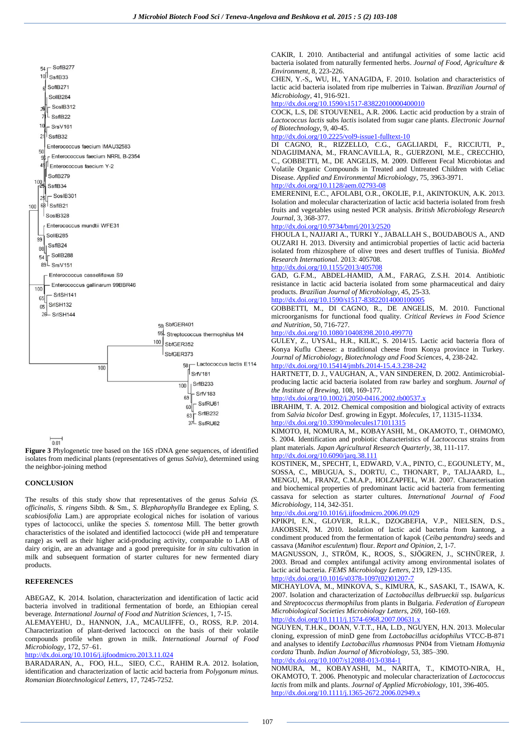**Figure 3** Phylogenetic tree based on the 16S rDNA gene sequences, of identified isolates from medicinal plants (representatives of genus *Salvia*), determined using the neighbor-joining method

## CONCLUSION

The results of this study show that representatives of the genus *Salvia (S. officinalis, S. ringens* Sibth. & Sm., *S. Blepharophylla* Brandegee ex Epling, *S. scabiosifolia* Lam.) are appropriate ecological niches for isolation of various types of lactococci, unlike the species *S. tomentosa* Mill. The better growth characteristics of the isolated and identified lactococci (wide pH and temperature range) as well as their higher acid-producing activity, comparable to LAB of dairy origin, are an advantage and a good prerequisite for *in situ* cultivation in milk and subsequent formation of starter cultures for new fermented diary products.

## REFERENCES

ABEGAZ, K. 2014. Isolation, characterization and identification of lactic acid bacteria involved in traditional fermentation of borde, an Ethiopian cereal beverage. *International Journal of Food and Nutrition Sciences*, 1, 7-15.

ALEMAYEHU, D., HANNON, J.A., MCAULIFFE, O., ROSS, R.P. 2014. Characterization of plant-derived lactococci on the basis of their volatile compounds profile when grown in milk. *International Journal of Food Microbiology*, 172, 57–61.
http://dx.doi.org/10.1016/j.ijfoodmicro.2013.11.024

BARADARAN, A., FOO, H.L., SIEO, C.C., RAHIM R.A. 2012. Isolation, identification and characterization of lactic acid bacteria from *Polygonum minus. Romanian Biotechnological Letters*, 17, 7245-7252.

CAKIR, I. 2010. Antibacterial and antifungal activities of some lactic acid bacteria isolated from naturally fermented herbs. *Journal of Food, Agriculture & Environment*, 8, 223-226.

CHEN, Y.-S,, WU, H., YANAGIDA, F. 2010. Isolation and characteristics of lactic acid bacteria isolated from ripe mulberries in Taiwan. *Brazilian Journal of Microbiology*, 41, 916-921.
http://dx.doi.org/10.1590/s1517-83822010000400010

COCK, L.S, DE STOUVENEL, A.R. 2006. Lactic acid production by a strain of *Lactococcus lactis* subs *lactis* isolated from sugar cane plants. *Electronic Journal of Biotechnology*, 9, 40-45.
http://dx.doi.org/10.2225/vol9-issue1-fulltext-10

DI CAGNO, R., RIZZELLO, C.G., GAGLIARDI, F., RICCIUTI, P., NDAGIJIMANA, M., FRANCAVILLA, R., GUERZONI, M.E., CRECCHIO, C., GOBBETTI, M., DE ANGELIS, M. 2009. Different Fecal Microbiotas and Volatile Organic Compounds in Treated and Untreated Children with Celiac Disease. *Applied and Environmental Microbiology*, 75, 3963-3971.
http://dx.doi.org/10.1128/aem.02793-08

EMERENINI, E.C., AFOLABI, O.R., OKOLIE, P.I., AKINTOKUN, A.K. 2013. Isolation and molecular characterization of lactic acid bacteria isolated from fresh fruits and vegetables using nested PCR analysis. *British Microbiology Research Journal*, 3, 368-377.
http://dx.doi.org/10.9734/bmrj/2013/2520

FHOULA I., NAJJARI A., TURKI Y., JABALLAH S., BOUDABOUS A., AND OUZARI H. 2013. Diversity and antimicrobial properties of lactic acid bacteria isolated from rhizosphere of olive trees and desert truffles of Tunisia. *BioMed Research International*. 2013: 405708.
http://dx.doi.org/10.1155/2013/405708

GAD, G.F.M., ABDEL-HAMID, A.M., FARAG, Z.S.H. 2014. Antibiotic resistance in lactic acid bacteria isolated from some pharmaceutical and dairy products. *Brazilian Journal of Microbiology*, 45, 25-33.
http://dx.doi.org/10.1590/s1517-83822014000100005

GOBBETTI, M., DI CAGNO, R., DE ANGELIS, M. 2010. Functional microorganisms for functional food quality. *Critical Reviews in Food Science and Nutrition*, 50, 716-727.
http://dx.doi.org/10.1080/10408398.2010.499770

GULEY, Z., UYSAL, H.R., KILIC, S. 2014/15. Lactic acid bacteria flora of Konya Kuflu Cheese: a traditional cheese from Konya province in Turkey. *Journal of Microbiology, Biotechnology and Food Sciences*, 4, 238-242.
http://dx.doi.org/10.15414/jmbfs.2014-15.4.3.238-242

HARTNETT, D. J., VAUGHAN, A., VAN SINDEREN, D. 2002. Antimicrobial-producing lactic acid bacteria isolated from raw barley and sorghum. *Journal of the Institute of Brewing*, 108, 169-177.
http://dx.doi.org/10.1002/j.2050-0416.2002.tb00537.x

IBRAHIM, T. A. 2012. Chemical composition and biological activity of extracts from *Salvia bicolor* Desf. growing in Egypt. *Molecules*, 17, 11315-11334.
http://dx.doi.org/10.3390/molecules171011315

KIMOTO, H, NOMURA, M., KOBAYASHI, M., OKAMOTO, T., OHMOMO, S. 2004. Identification and probiotic characteristics of *Lactococcus* strains from plant materials. *Japan Agricultural Research Quarterly*, 38, 111-117.
http://dx.doi.org/10.6090/jarq.38.111

KOSTINEK, M., SPECHT, I., EDWARD, V.A., PINTO, C., EGOUNLETY, M., SOSSA, C., MBUGUA, S., DORTU, C., THONART, P., TALJAARD, L., MENGU, M., FRANZ, C.M.A.P., HOLZAPFEL, W.H. 2007. Characterisation and biochemical properties of predominant lactic acid bacteria from fermenting cassava for selection as starter cultures. *International Journal of Food Microbiology*, 114, 342-351.
http://dx.doi.org/10.1016/j.ijfoodmicro.2006.09.029

KPIKPI, E.N., GLOVER, R.L.K., DZOGBEFIA, V.P., NIELSEN, D.S., JAKOBSEN, M. 2010. Isolation of lactic acid bacteria from kantong, a condiment produced from the fermentation of kapok (*Ceiba pentandra*) seeds and cassava (*Manihot esculentum*) flour. *Report and Opinion*, 2, 1-7.

MAGNUSSON, J., STRÖM, K., ROOS, S., SJÖGREN, J., SCHNÜRER, J. 2003. Broad and complex antifungal activity among environmental isolates of lactic acid bacteria. *FEMS Microbiology Letters*, 219, 129-135.
http://dx.doi.org/10.1016/s0378-1097(02)01207-7

MICHAYLOVA, M., MINKOVA, S., KIMURA, K., SASAKI, T., ISAWA, K. 2007. Isolation and characterization of *Lactobacillus delbrueckii* ssp. *bulgaricus* and *Streptococcus thermophilus* from plants in Bulgaria. *Federation of European Microbiological Societies Microbiology Letters*, 269, 160-169.
http://dx.doi.org/10.1111/j.1574-6968.2007.00631.x

NGUYEN, T.H.K., DOAN, V.T.T., HA, L.D., NGUYEN, H.N. 2013. Molecular cloning, expression of minD gene from *Lactobacillus acidophilus* VTCC-B-871 and analyses to identify *Lactobacillus rhamnosus* PN04 from Vietnam *Hottuynia cordata* Thunb. *Indian Journal of Microbiology*, 53, 385–390.
http://dx.doi.org/10.1007/s12088-013-0384-1

NOMURA, M., KOBAYASHI, M., NARITA, T., KIMOTO-NIRA, H., OKAMOTO, T. 2006. Phenotypic and molecular characterization of *Lactococcus lactis* from milk and plants. *Journal of Applied Microbiology*, 101, 396-405.
http://dx.doi.org/10.1111/j.1365-2672.2006.02949.x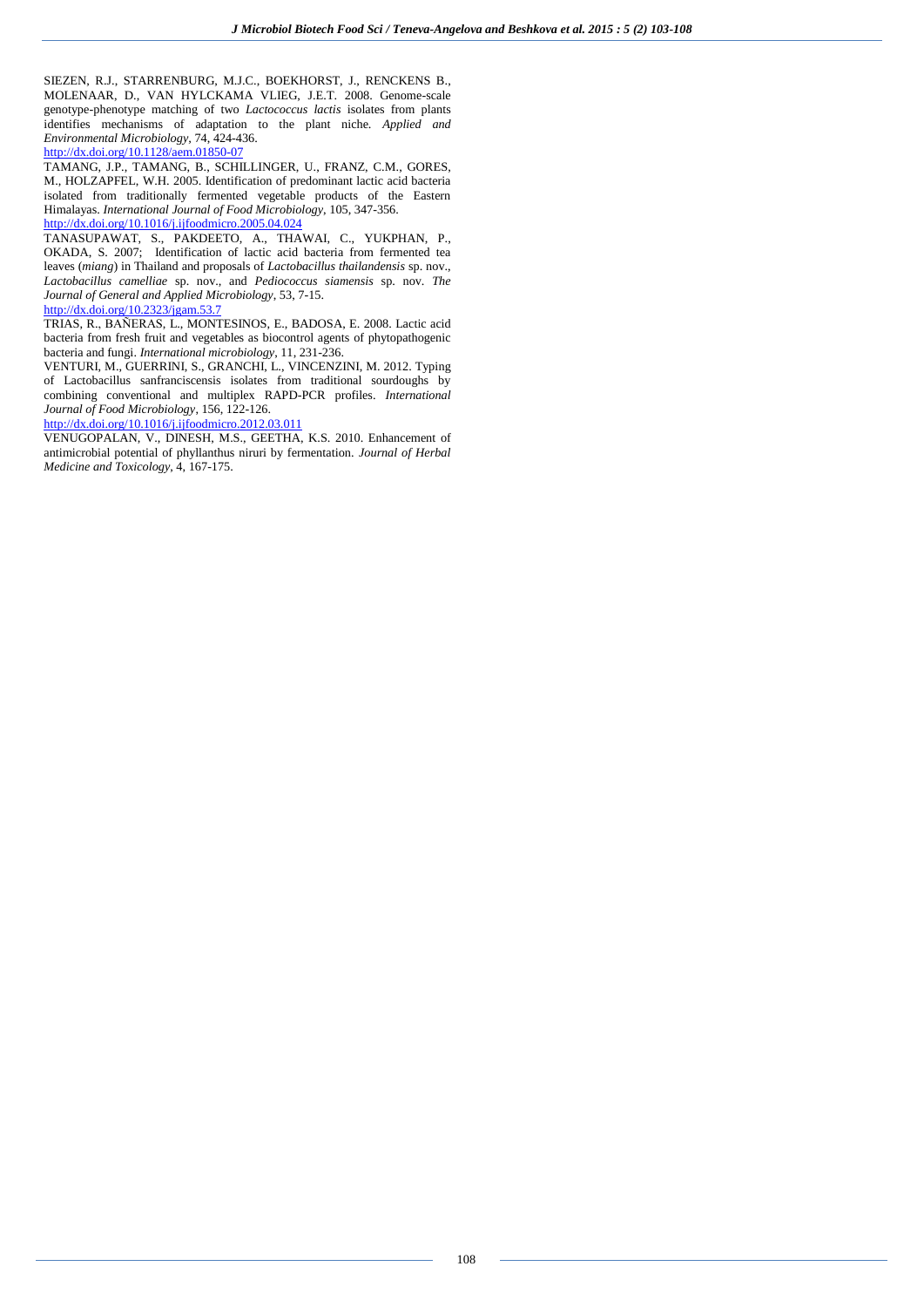SIEZEN, R.J., STARRENBURG, M.J.C., BOEKHORST, J., RENCKENS B., MOLENAAR, D., VAN HYLCKAMA VLIEG, J.E.T. 2008. Genome-scale genotype-phenotype matching of two *Lactococcus lactis* isolates from plants identifies mechanisms of adaptation to the plant niche. *Applied and Environmental Microbiology*, 74, 424-436.
http://dx.doi.org/10.1128/aem.01850-07

TAMANG, J.P., TAMANG, B., SCHILLINGER, U., FRANZ, C.M., GORES, M., HOLZAPFEL, W.H. 2005. Identification of predominant lactic acid bacteria isolated from traditionally fermented vegetable products of the Eastern Himalayas. *International Journal of Food Microbiology*, 105, 347-356.
http://dx.doi.org/10.1016/j.ijfoodmicro.2005.04.024

TANASUPAWAT, S., PAKDEETO, A., THAWAI, C., YUKPHAN, P., OKADA, S. 2007; Identification of lactic acid bacteria from fermented tea leaves (*miang*) in Thailand and proposals of *Lactobacillus thailandensis* sp. nov., *Lactobacillus camelliae* sp. nov., and *Pediococcus siamensis* sp. nov. *The Journal of General and Applied Microbiology*, 53, 7-15.
http://dx.doi.org/10.2323/jgam.53.7

TRIAS, R., BAÑERAS, L., MONTESINOS, E., BADOSA, E. 2008. Lactic acid bacteria from fresh fruit and vegetables as biocontrol agents of phytopathogenic bacteria and fungi. *International microbiology*, 11, 231-236.

VENTURI, M., GUERRINI, S., GRANCHI, L., VINCENZINI, M. 2012. Typing of Lactobacillus sanfranciscensis isolates from traditional sourdoughs by combining conventional and multiplex RAPD-PCR profiles. *International Journal of Food Microbiology*, 156, 122-126.
http://dx.doi.org/10.1016/j.ijfoodmicro.2012.03.011

VENUGOPALAN, V., DINESH, M.S., GEETHA, K.S. 2010. Enhancement of antimicrobial potential of phyllanthus niruri by fermentation. *Journal of Herbal Medicine and Toxicology*, 4, 167-175.